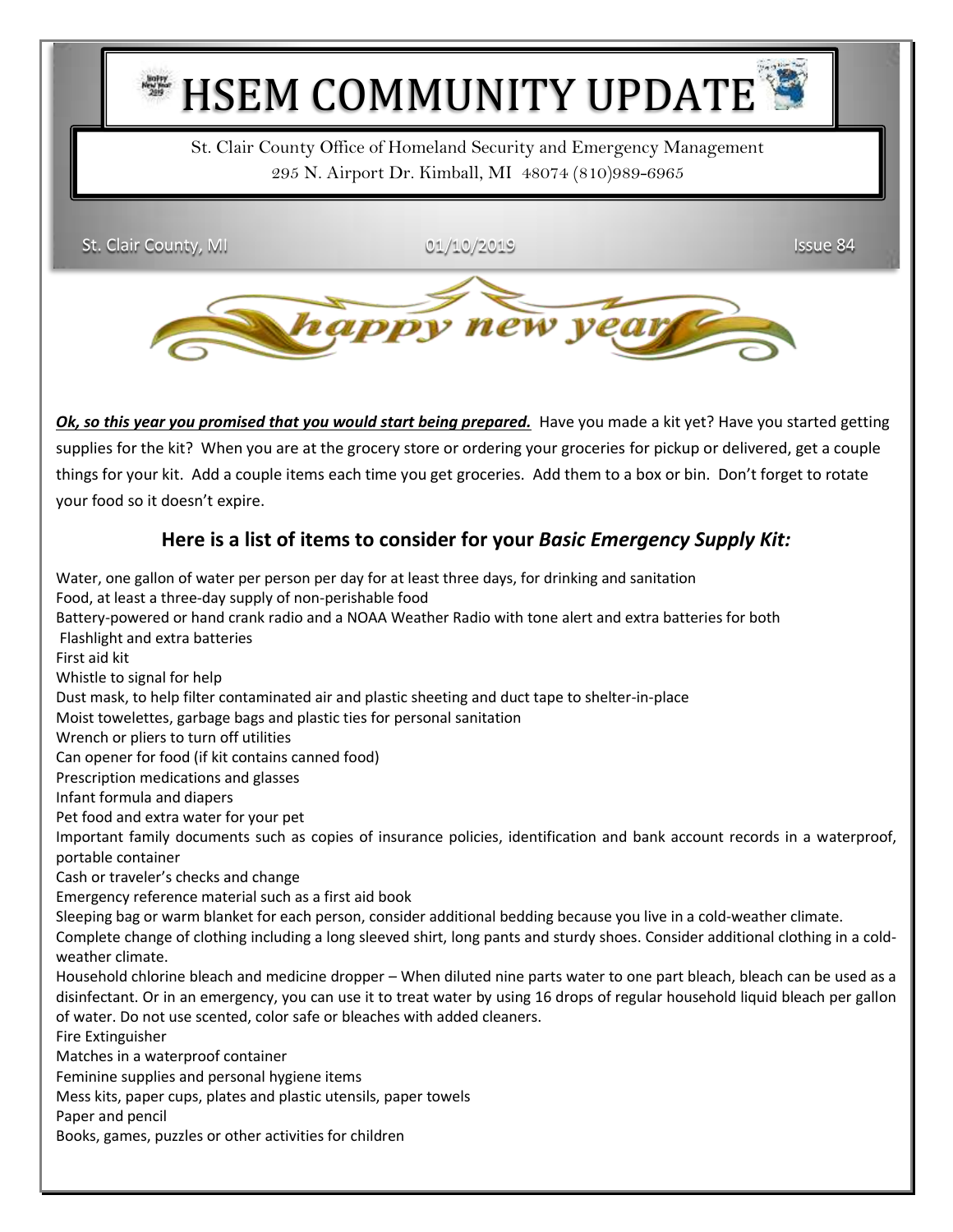# HSEM COMMUNITY UPDATE

St. Clair County Office of Homeland Security and Emergency Management
295 N. Airport Dr. Kimball, MI 48074 (810)989-6965

St. Clair County, MI | 01/10/2019 | Issue 84

happy new year

***Ok, so this year you promised that you would start being prepared.*** Have you made a kit yet? Have you started getting supplies for the kit? When you are at the grocery store or ordering your groceries for pickup or delivered, get a couple things for your kit. Add a couple items each time you get groceries. Add them to a box or bin. Don't forget to rotate your food so it doesn't expire.

## Here is a list of items to consider for your *Basic Emergency Supply Kit:*

Water, one gallon of water per person per day for at least three days, for drinking and sanitation
Food, at least a three-day supply of non-perishable food
Battery-powered or hand crank radio and a NOAA Weather Radio with tone alert and extra batteries for both
Flashlight and extra batteries
First aid kit
Whistle to signal for help
Dust mask, to help filter contaminated air and plastic sheeting and duct tape to shelter-in-place
Moist towelettes, garbage bags and plastic ties for personal sanitation
Wrench or pliers to turn off utilities
Can opener for food (if kit contains canned food)
Prescription medications and glasses
Infant formula and diapers
Pet food and extra water for your pet
Important family documents such as copies of insurance policies, identification and bank account records in a waterproof, portable container
Cash or traveler's checks and change
Emergency reference material such as a first aid book
Sleeping bag or warm blanket for each person, consider additional bedding because you live in a cold-weather climate.
Complete change of clothing including a long sleeved shirt, long pants and sturdy shoes. Consider additional clothing in a cold-weather climate.
Household chlorine bleach and medicine dropper – When diluted nine parts water to one part bleach, bleach can be used as a disinfectant. Or in an emergency, you can use it to treat water by using 16 drops of regular household liquid bleach per gallon of water. Do not use scented, color safe or bleaches with added cleaners.
Fire Extinguisher
Matches in a waterproof container
Feminine supplies and personal hygiene items
Mess kits, paper cups, plates and plastic utensils, paper towels
Paper and pencil
Books, games, puzzles or other activities for children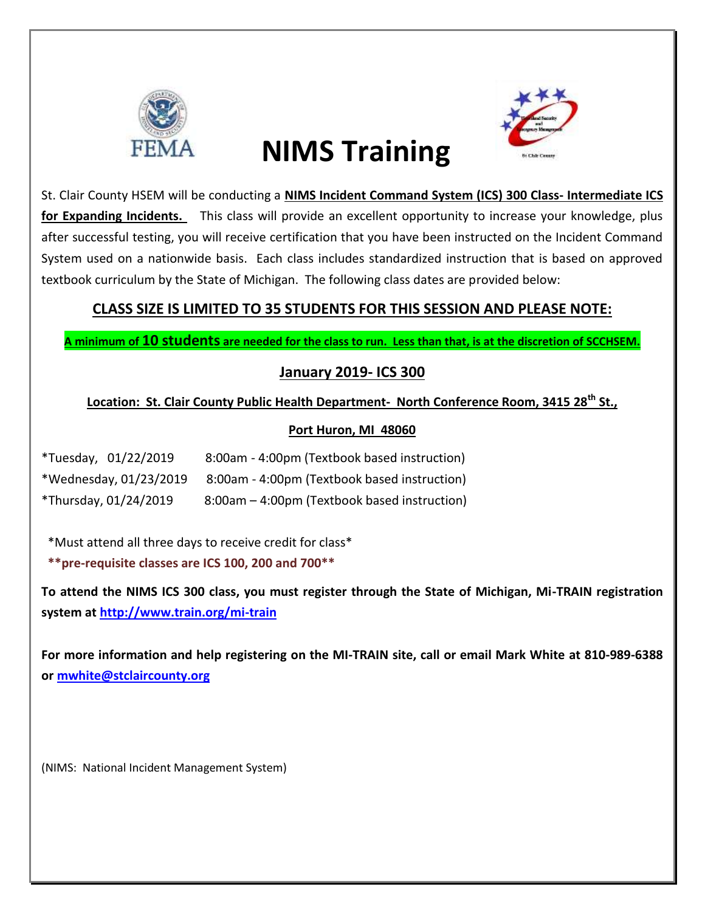# NIMS Training

St. Clair County HSEM will be conducting a **NIMS Incident Command System (ICS) 300 Class- Intermediate ICS for Expanding Incidents.** This class will provide an excellent opportunity to increase your knowledge, plus after successful testing, you will receive certification that you have been instructed on the Incident Command System used on a nationwide basis. Each class includes standardized instruction that is based on approved textbook curriculum by the State of Michigan. The following class dates are provided below:

## CLASS SIZE IS LIMITED TO 35 STUDENTS FOR THIS SESSION AND PLEASE NOTE:

**A minimum of 10 students are needed for the class to run. Less than that, is at the discretion of SCCHSEM.**

## January 2019- ICS 300

**Location: St. Clair County Public Health Department- North Conference Room, 3415 28th St., Port Huron, MI 48060**

*Tuesday, 01/22/2019 8:00am - 4:00pm (Textbook based instruction)
*Wednesday, 01/23/2019 8:00am - 4:00pm (Textbook based instruction)
*Thursday, 01/24/2019 8:00am – 4:00pm (Textbook based instruction)

*Must attend all three days to receive credit for class*

**\*\*pre-requisite classes are ICS 100, 200 and 700\*\***

**To attend the NIMS ICS 300 class, you must register through the State of Michigan, Mi-TRAIN registration system at http://www.train.org/mi-train**

**For more information and help registering on the MI-TRAIN site, call or email Mark White at 810-989-6388 or mwhite@stclaircounty.org**

(NIMS: National Incident Management System)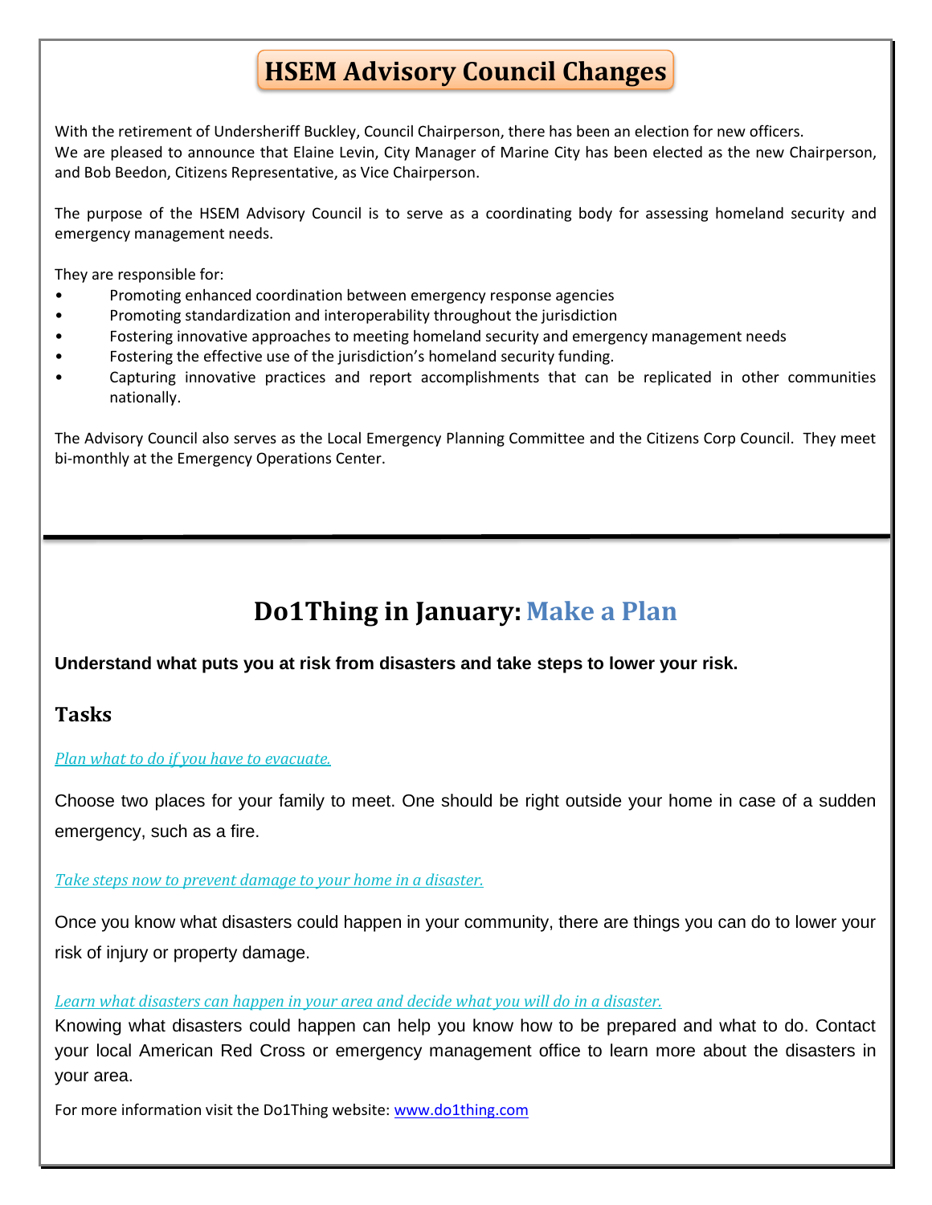# HSEM Advisory Council Changes

With the retirement of Undersheriff Buckley, Council Chairperson, there has been an election for new officers. We are pleased to announce that Elaine Levin, City Manager of Marine City has been elected as the new Chairperson, and Bob Beedon, Citizens Representative, as Vice Chairperson.

The purpose of the HSEM Advisory Council is to serve as a coordinating body for assessing homeland security and emergency management needs.

They are responsible for:

- Promoting enhanced coordination between emergency response agencies
- Promoting standardization and interoperability throughout the jurisdiction
- Fostering innovative approaches to meeting homeland security and emergency management needs
- Fostering the effective use of the jurisdiction's homeland security funding.
- Capturing innovative practices and report accomplishments that can be replicated in other communities nationally.

The Advisory Council also serves as the Local Emergency Planning Committee and the Citizens Corp Council. They meet bi-monthly at the Emergency Operations Center.

---

# Do1Thing in January: Make a Plan

**Understand what puts you at risk from disasters and take steps to lower your risk.**

## Tasks

*Plan what to do if you have to evacuate.*

Choose two places for your family to meet. One should be right outside your home in case of a sudden emergency, such as a fire.

*Take steps now to prevent damage to your home in a disaster.*

Once you know what disasters could happen in your community, there are things you can do to lower your risk of injury or property damage.

*Learn what disasters can happen in your area and decide what you will do in a disaster.*

Knowing what disasters could happen can help you know how to be prepared and what to do. Contact your local American Red Cross or emergency management office to learn more about the disasters in your area.

For more information visit the Do1Thing website: www.do1thing.com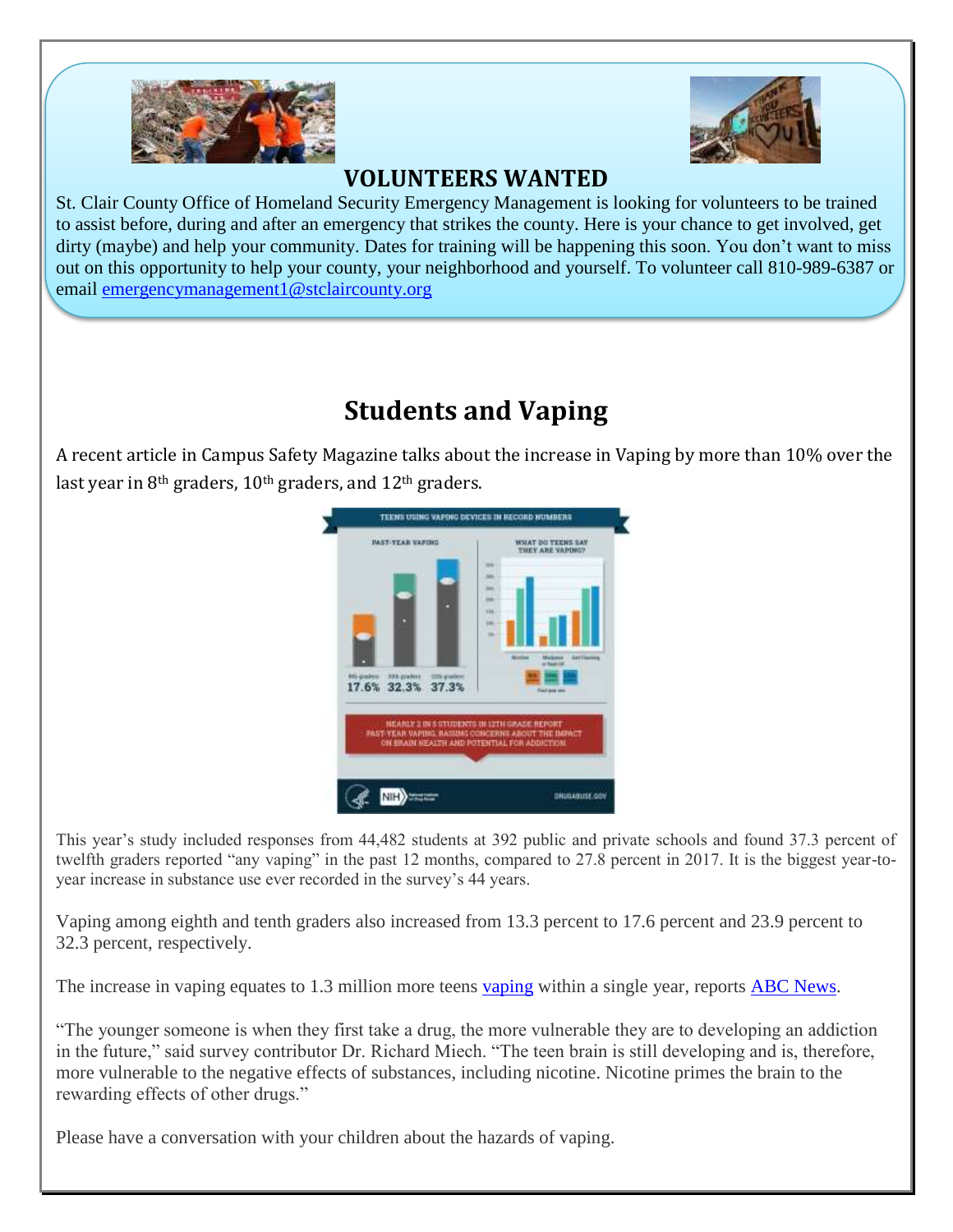## VOLUNTEERS WANTED

St. Clair County Office of Homeland Security Emergency Management is looking for volunteers to be trained to assist before, during and after an emergency that strikes the county. Here is your chance to get involved, get dirty (maybe) and help your community. Dates for training will be happening this soon. You don't want to miss out on this opportunity to help your county, your neighborhood and yourself. To volunteer call 810-989-6387 or email emergencymanagement1@stclaircounty.org

## Students and Vaping

A recent article in Campus Safety Magazine talks about the increase in Vaping by more than 10% over the last year in 8th graders, 10th graders, and 12th graders.

This year's study included responses from 44,482 students at 392 public and private schools and found 37.3 percent of twelfth graders reported "any vaping" in the past 12 months, compared to 27.8 percent in 2017. It is the biggest year-to-year increase in substance use ever recorded in the survey's 44 years.

Vaping among eighth and tenth graders also increased from 13.3 percent to 17.6 percent and 23.9 percent to 32.3 percent, respectively.

The increase in vaping equates to 1.3 million more teens vaping within a single year, reports ABC News.

"The younger someone is when they first take a drug, the more vulnerable they are to developing an addiction in the future," said survey contributor Dr. Richard Miech. "The teen brain is still developing and is, therefore, more vulnerable to the negative effects of substances, including nicotine. Nicotine primes the brain to the rewarding effects of other drugs."

Please have a conversation with your children about the hazards of vaping.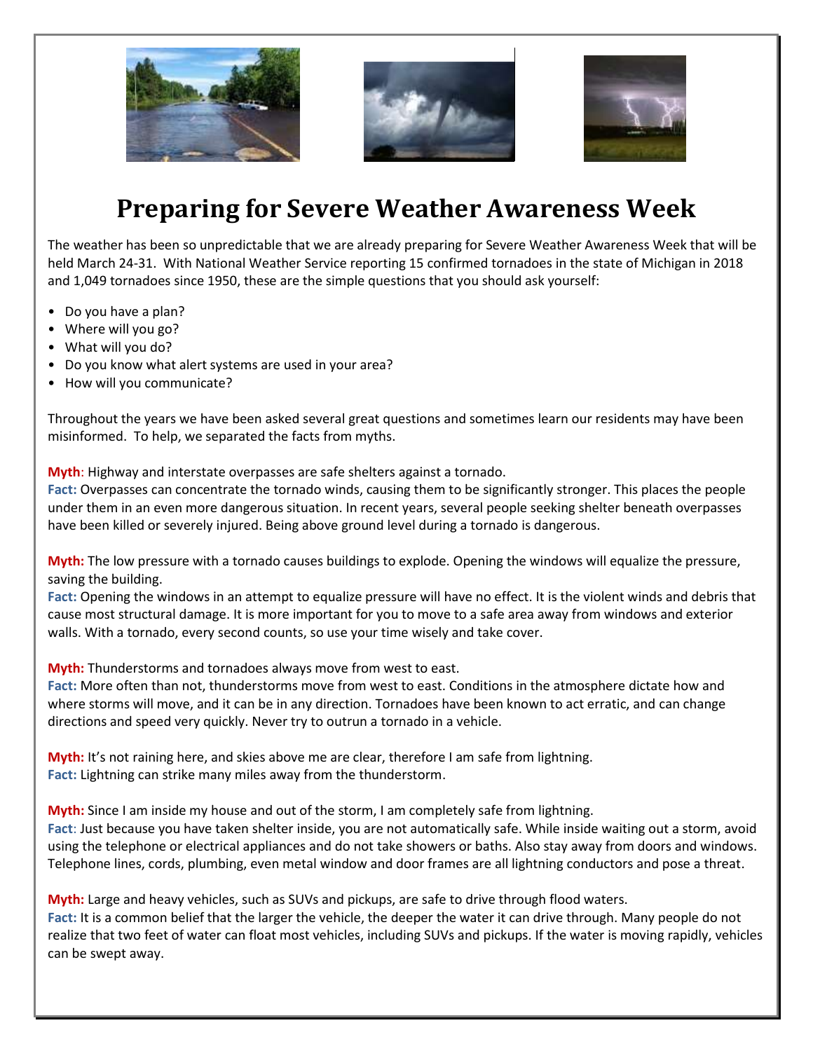# Preparing for Severe Weather Awareness Week

The weather has been so unpredictable that we are already preparing for Severe Weather Awareness Week that will be held March 24-31. With National Weather Service reporting 15 confirmed tornadoes in the state of Michigan in 2018 and 1,049 tornadoes since 1950, these are the simple questions that you should ask yourself:

- Do you have a plan?
- Where will you go?
- What will you do?
- Do you know what alert systems are used in your area?
- How will you communicate?

Throughout the years we have been asked several great questions and sometimes learn our residents may have been misinformed. To help, we separated the facts from myths.

**Myth**: Highway and interstate overpasses are safe shelters against a tornado.
**Fact:** Overpasses can concentrate the tornado winds, causing them to be significantly stronger. This places the people under them in an even more dangerous situation. In recent years, several people seeking shelter beneath overpasses have been killed or severely injured. Being above ground level during a tornado is dangerous.

**Myth:** The low pressure with a tornado causes buildings to explode. Opening the windows will equalize the pressure, saving the building.
**Fact:** Opening the windows in an attempt to equalize pressure will have no effect. It is the violent winds and debris that cause most structural damage. It is more important for you to move to a safe area away from windows and exterior walls. With a tornado, every second counts, so use your time wisely and take cover.

**Myth:** Thunderstorms and tornadoes always move from west to east.
**Fact:** More often than not, thunderstorms move from west to east. Conditions in the atmosphere dictate how and where storms will move, and it can be in any direction. Tornadoes have been known to act erratic, and can change directions and speed very quickly. Never try to outrun a tornado in a vehicle.

**Myth:** It's not raining here, and skies above me are clear, therefore I am safe from lightning.
**Fact:** Lightning can strike many miles away from the thunderstorm.

**Myth:** Since I am inside my house and out of the storm, I am completely safe from lightning.
**Fact**: Just because you have taken shelter inside, you are not automatically safe. While inside waiting out a storm, avoid using the telephone or electrical appliances and do not take showers or baths. Also stay away from doors and windows. Telephone lines, cords, plumbing, even metal window and door frames are all lightning conductors and pose a threat.

**Myth:** Large and heavy vehicles, such as SUVs and pickups, are safe to drive through flood waters.
**Fact:** It is a common belief that the larger the vehicle, the deeper the water it can drive through. Many people do not realize that two feet of water can float most vehicles, including SUVs and pickups. If the water is moving rapidly, vehicles can be swept away.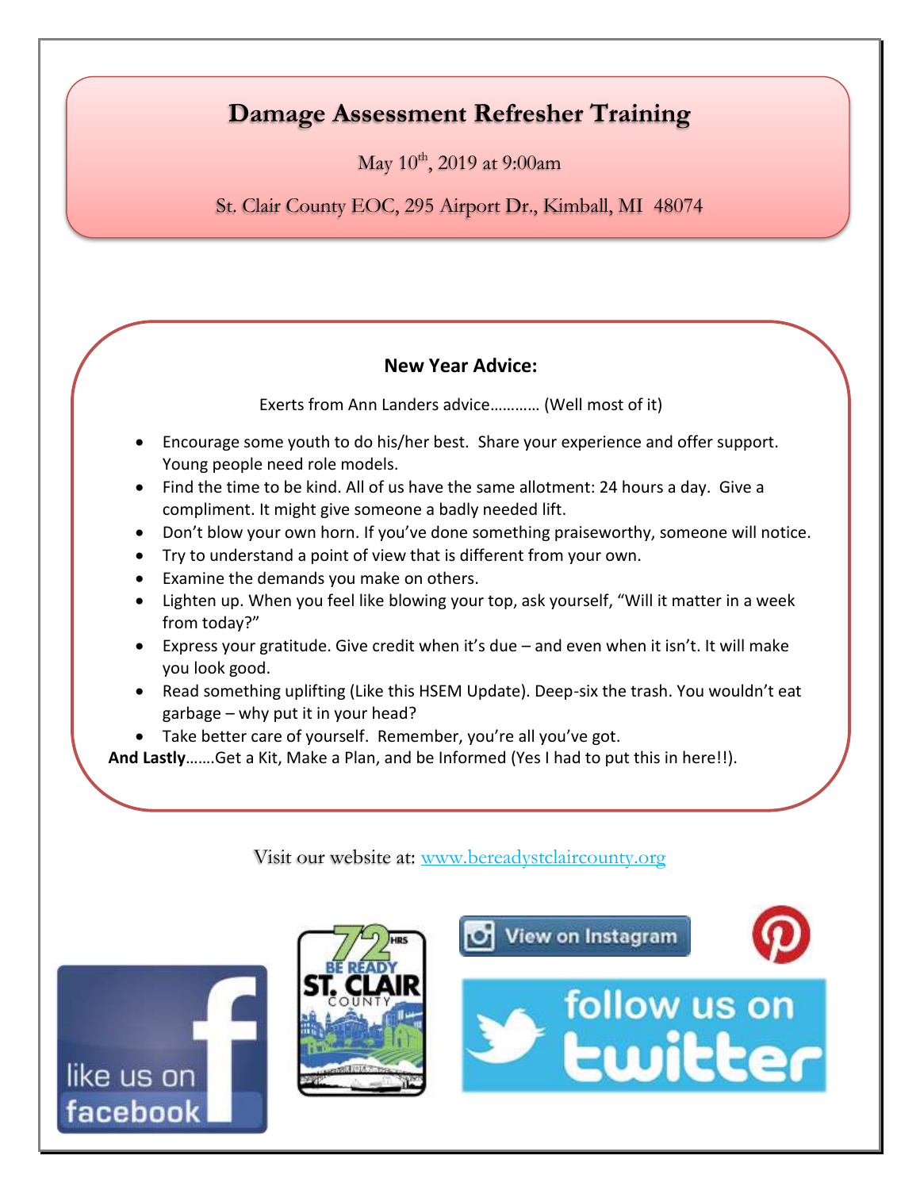# Damage Assessment Refresher Training

May 10th, 2019 at 9:00am

St. Clair County EOC, 295 Airport Dr., Kimball, MI 48074

## New Year Advice:

Exerts from Ann Landers advice………… (Well most of it)

- Encourage some youth to do his/her best. Share your experience and offer support. Young people need role models.
- Find the time to be kind. All of us have the same allotment: 24 hours a day. Give a compliment. It might give someone a badly needed lift.
- Don't blow your own horn. If you've done something praiseworthy, someone will notice.
- Try to understand a point of view that is different from your own.
- Examine the demands you make on others.
- Lighten up. When you feel like blowing your top, ask yourself, "Will it matter in a week from today?"
- Express your gratitude. Give credit when it's due – and even when it isn't. It will make you look good.
- Read something uplifting (Like this HSEM Update). Deep-six the trash. You wouldn't eat garbage – why put it in your head?
- Take better care of yourself. Remember, you're all you've got.

**And Lastly**…….Get a Kit, Make a Plan, and be Informed (Yes I had to put this in here!!).

Visit our website at: www.bereadystclaircounty.org

like us on facebook

72 HRS BE READY ST. CLAIR COUNTY

View on Instagram

follow us on twitter